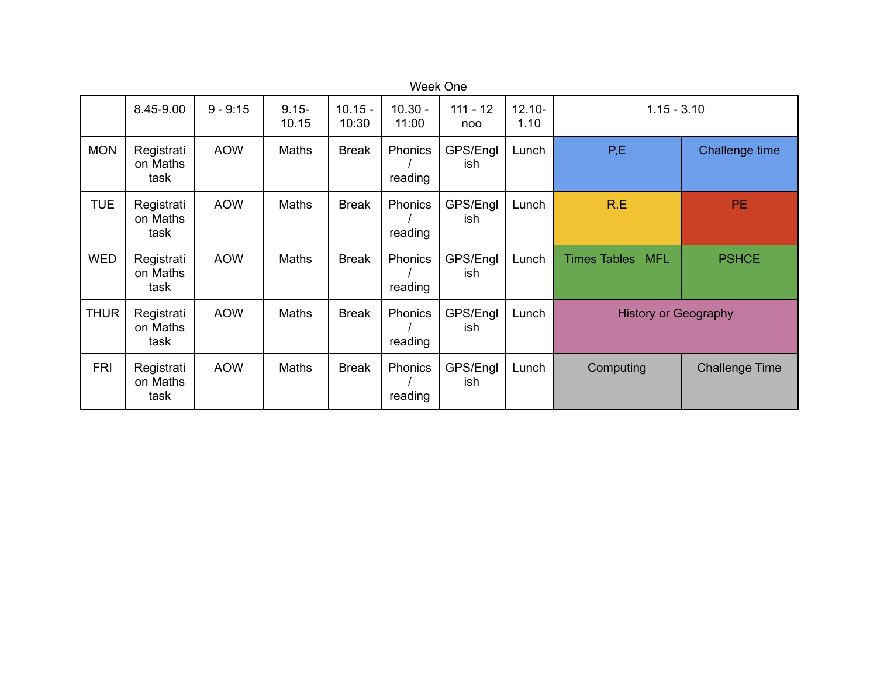Week One

| | 8.45-9.00 | 9 - 9:15 | 9.15-10.15 | 10.15 - 10:30 | 10.30 - 11:00 | 111 - 12 noo | 12.10-1.10 | 1.15 - 3.10 | |
|---|---|---|---|---|---|---|---|---|---|
| MON | Registration Maths task | AOW | Maths | Break | Phonics / reading | GPS/English | Lunch | P,E | Challenge time |
| TUE | Registration Maths task | AOW | Maths | Break | Phonics / reading | GPS/English | Lunch | R.E | PE |
| WED | Registration Maths task | AOW | Maths | Break | Phonics / reading | GPS/English | Lunch | Times Tables MFL | PSHCE |
| THUR | Registration Maths task | AOW | Maths | Break | Phonics / reading | GPS/English | Lunch | History or Geography | |
| FRI | Registration Maths task | AOW | Maths | Break | Phonics / reading | GPS/English | Lunch | Computing | Challenge Time |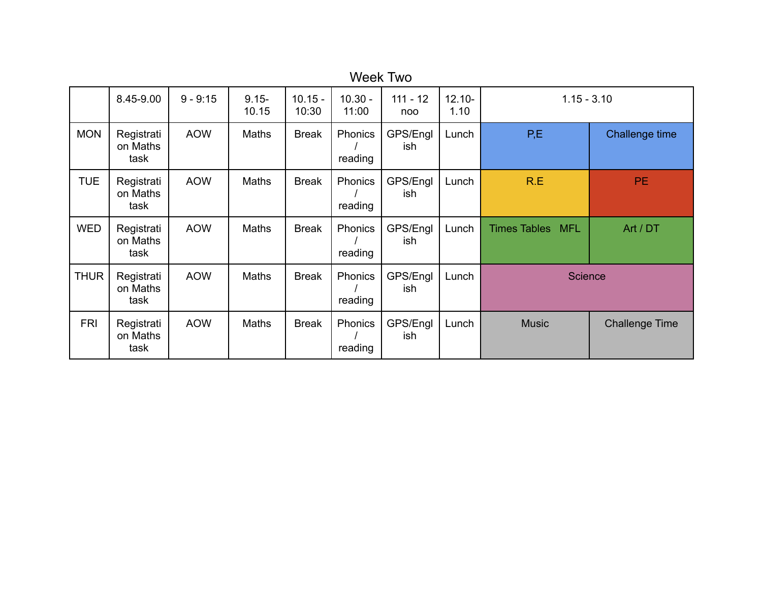## Week Two

| | 8.45-9.00 | 9 - 9:15 | 9.15-10.15 | 10.15 - 10:30 | 10.30 - 11:00 | 111 - 12 noo | 12.10-1.10 | 1.15 - 3.10 | |
|---|---|---|---|---|---|---|---|---|---|
| MON | Registration Maths task | AOW | Maths | Break | Phonics / reading | GPS/English | Lunch | P,E | Challenge time |
| TUE | Registration Maths task | AOW | Maths | Break | Phonics / reading | GPS/English | Lunch | R.E | PE |
| WED | Registration Maths task | AOW | Maths | Break | Phonics / reading | GPS/English | Lunch | Times Tables MFL | Art / DT |
| THUR | Registration Maths task | AOW | Maths | Break | Phonics / reading | GPS/English | Lunch | Science | |
| FRI | Registration Maths task | AOW | Maths | Break | Phonics / reading | GPS/English | Lunch | Music | Challenge Time |